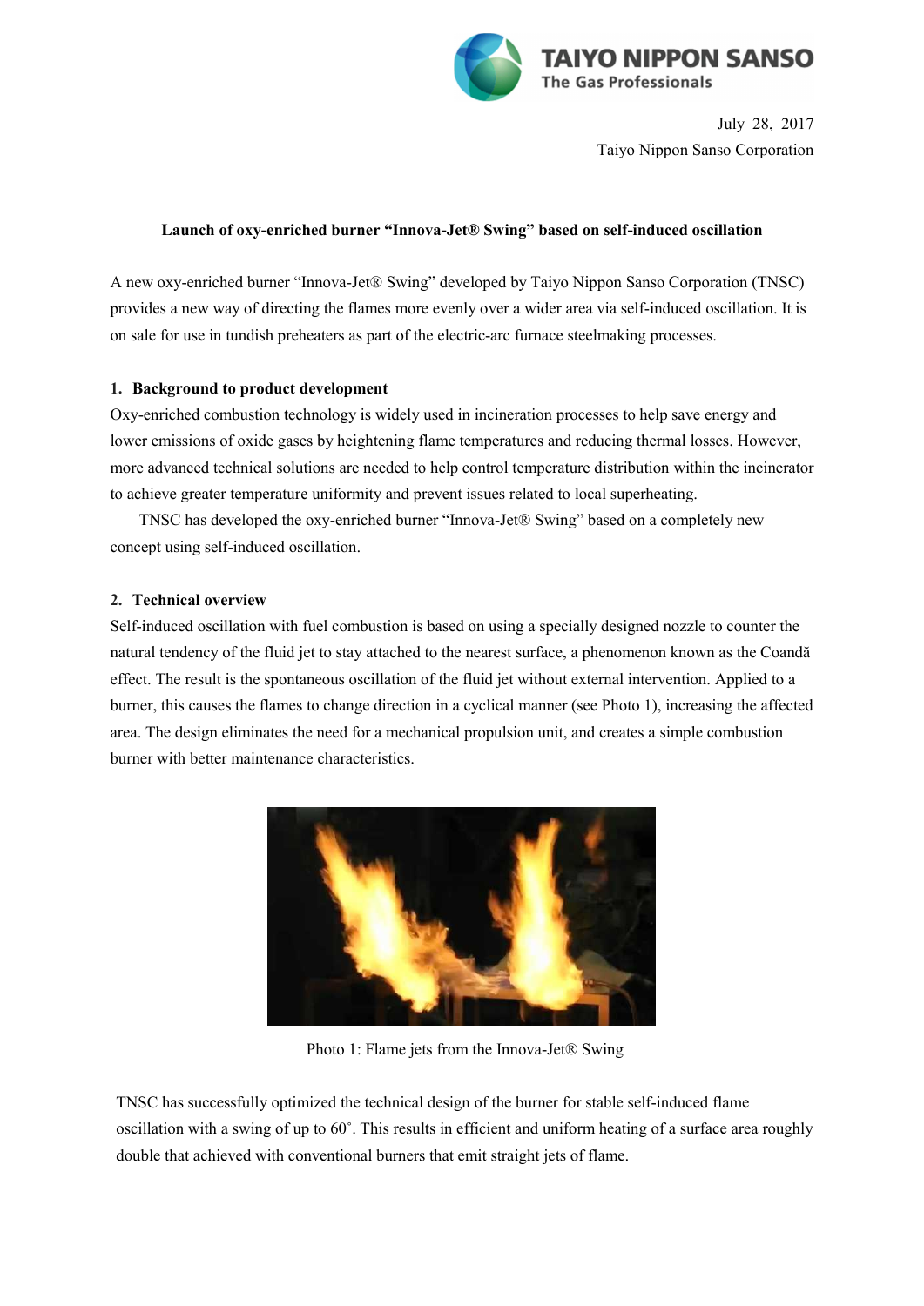July 28, 2017
Taiyo Nippon Sanso Corporation

# Launch of oxy-enriched burner "Innova-Jet® Swing" based on self-induced oscillation

A new oxy-enriched burner "Innova-Jet® Swing" developed by Taiyo Nippon Sanso Corporation (TNSC) provides a new way of directing the flames more evenly over a wider area via self-induced oscillation. It is on sale for use in tundish preheaters as part of the electric-arc furnace steelmaking processes.

## 1. Background to product development

Oxy-enriched combustion technology is widely used in incineration processes to help save energy and lower emissions of oxide gases by heightening flame temperatures and reducing thermal losses. However, more advanced technical solutions are needed to help control temperature distribution within the incinerator to achieve greater temperature uniformity and prevent issues related to local superheating.

TNSC has developed the oxy-enriched burner "Innova-Jet® Swing" based on a completely new concept using self-induced oscillation.

## 2. Technical overview

Self-induced oscillation with fuel combustion is based on using a specially designed nozzle to counter the natural tendency of the fluid jet to stay attached to the nearest surface, a phenomenon known as the Coandă effect. The result is the spontaneous oscillation of the fluid jet without external intervention. Applied to a burner, this causes the flames to change direction in a cyclical manner (see Photo 1), increasing the affected area. The design eliminates the need for a mechanical propulsion unit, and creates a simple combustion burner with better maintenance characteristics.

Photo 1: Flame jets from the Innova-Jet® Swing

TNSC has successfully optimized the technical design of the burner for stable self-induced flame oscillation with a swing of up to 60˚. This results in efficient and uniform heating of a surface area roughly double that achieved with conventional burners that emit straight jets of flame.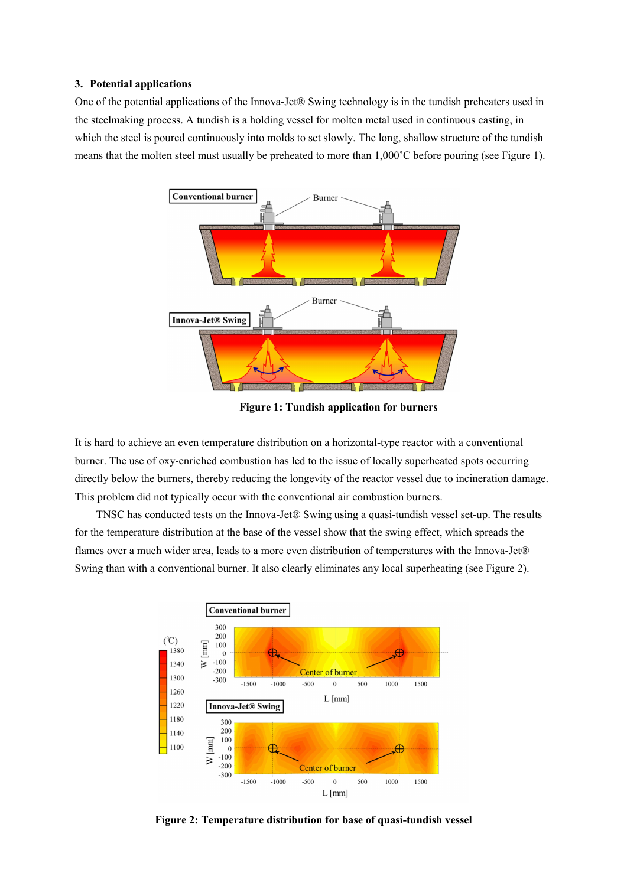## 3. Potential applications

One of the potential applications of the Innova-Jet® Swing technology is in the tundish preheaters used in the steelmaking process. A tundish is a holding vessel for molten metal used in continuous casting, in which the steel is poured continuously into molds to set slowly. The long, shallow structure of the tundish means that the molten steel must usually be preheated to more than 1,000˚C before pouring (see Figure 1).

**Figure 1: Tundish application for burners**

It is hard to achieve an even temperature distribution on a horizontal-type reactor with a conventional burner. The use of oxy-enriched combustion has led to the issue of locally superheated spots occurring directly below the burners, thereby reducing the longevity of the reactor vessel due to incineration damage. This problem did not typically occur with the conventional air combustion burners.

TNSC has conducted tests on the Innova-Jet® Swing using a quasi-tundish vessel set-up. The results for the temperature distribution at the base of the vessel show that the swing effect, which spreads the flames over a much wider area, leads to a more even distribution of temperatures with the Innova-Jet® Swing than with a conventional burner. It also clearly eliminates any local superheating (see Figure 2).

**Figure 2: Temperature distribution for base of quasi-tundish vessel**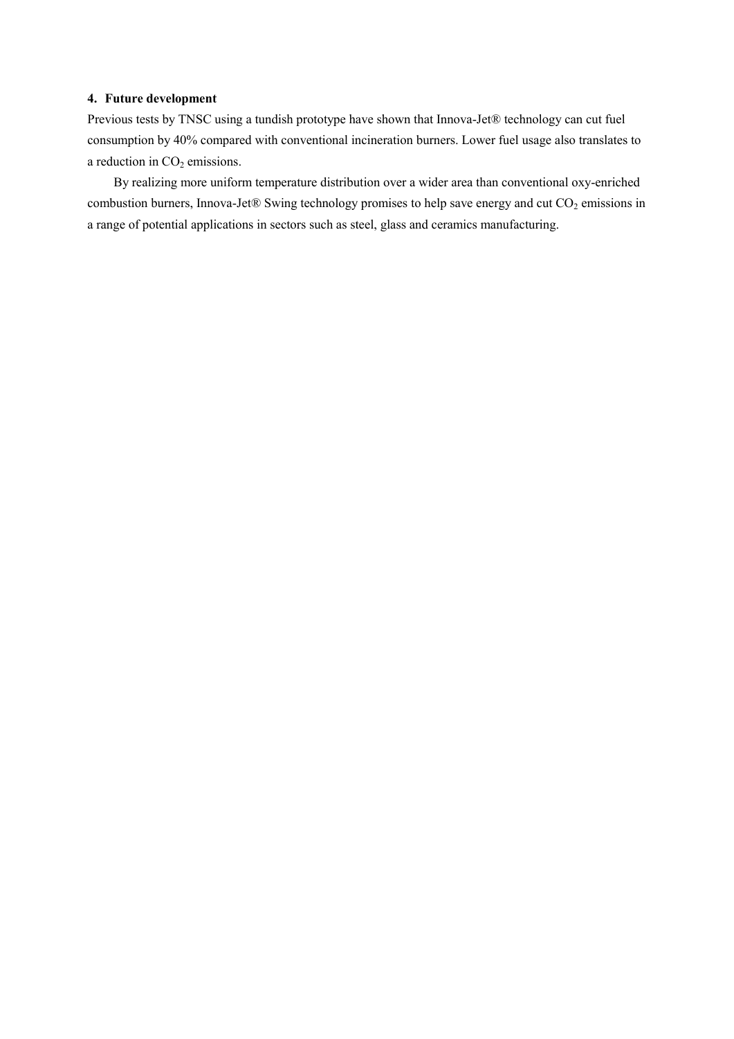### 4. Future development

Previous tests by TNSC using a tundish prototype have shown that Innova-Jet® technology can cut fuel consumption by 40% compared with conventional incineration burners. Lower fuel usage also translates to a reduction in $CO_2$ emissions.

By realizing more uniform temperature distribution over a wider area than conventional oxy-enriched combustion burners, Innova-Jet® Swing technology promises to help save energy and cut $CO_2$ emissions in a range of potential applications in sectors such as steel, glass and ceramics manufacturing.